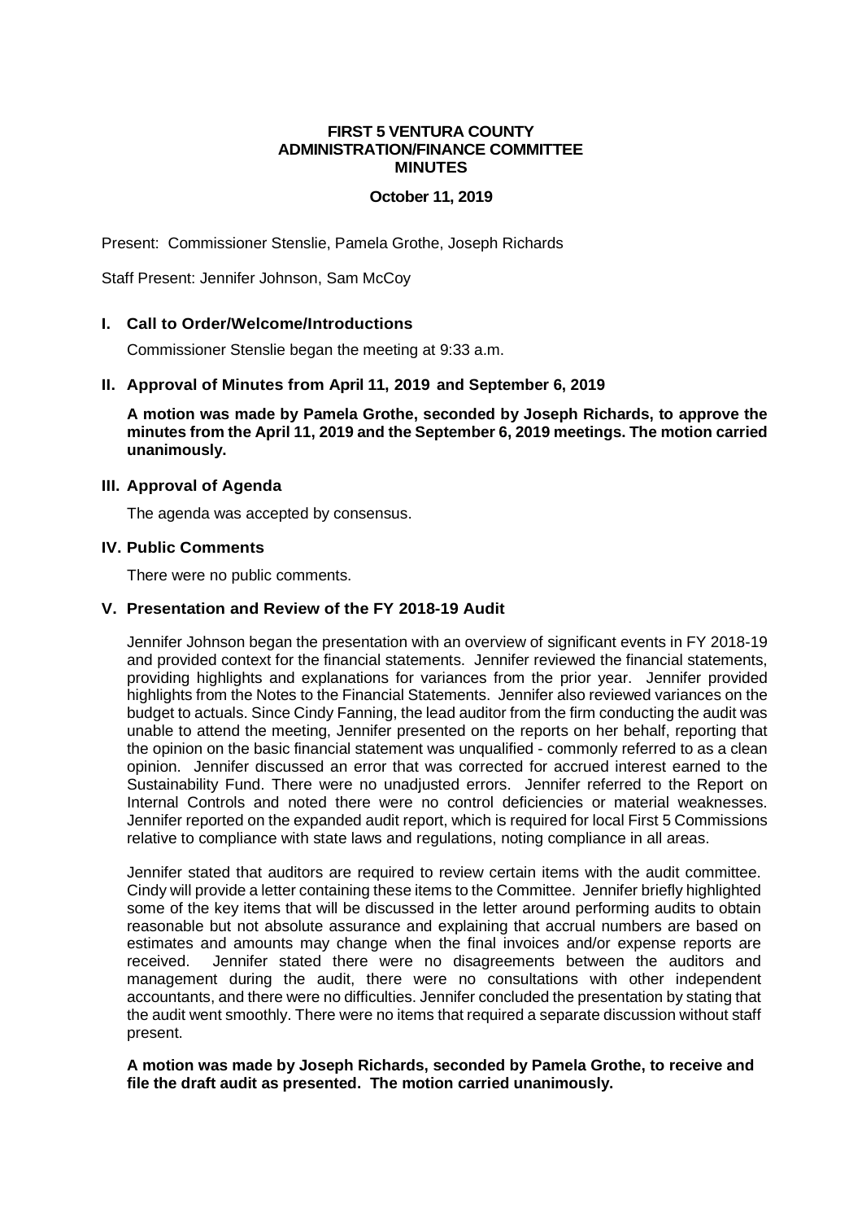**FIRST 5 VENTURA COUNTY**
**ADMINISTRATION/FINANCE COMMITTEE**
**MINUTES**

**October 11, 2019**

Present: Commissioner Stenslie, Pamela Grothe, Joseph Richards

Staff Present: Jennifer Johnson, Sam McCoy

## I. Call to Order/Welcome/Introductions

Commissioner Stenslie began the meeting at 9:33 a.m.

## II. Approval of Minutes from April 11, 2019 and September 6, 2019

**A motion was made by Pamela Grothe, seconded by Joseph Richards, to approve the minutes from the April 11, 2019 and the September 6, 2019 meetings. The motion carried unanimously.**

## III. Approval of Agenda

The agenda was accepted by consensus.

## IV. Public Comments

There were no public comments.

## V. Presentation and Review of the FY 2018-19 Audit

Jennifer Johnson began the presentation with an overview of significant events in FY 2018-19 and provided context for the financial statements. Jennifer reviewed the financial statements, providing highlights and explanations for variances from the prior year. Jennifer provided highlights from the Notes to the Financial Statements. Jennifer also reviewed variances on the budget to actuals. Since Cindy Fanning, the lead auditor from the firm conducting the audit was unable to attend the meeting, Jennifer presented on the reports on her behalf, reporting that the opinion on the basic financial statement was unqualified - commonly referred to as a clean opinion. Jennifer discussed an error that was corrected for accrued interest earned to the Sustainability Fund. There were no unadjusted errors. Jennifer referred to the Report on Internal Controls and noted there were no control deficiencies or material weaknesses. Jennifer reported on the expanded audit report, which is required for local First 5 Commissions relative to compliance with state laws and regulations, noting compliance in all areas.

Jennifer stated that auditors are required to review certain items with the audit committee. Cindy will provide a letter containing these items to the Committee. Jennifer briefly highlighted some of the key items that will be discussed in the letter around performing audits to obtain reasonable but not absolute assurance and explaining that accrual numbers are based on estimates and amounts may change when the final invoices and/or expense reports are received. Jennifer stated there were no disagreements between the auditors and management during the audit, there were no consultations with other independent accountants, and there were no difficulties. Jennifer concluded the presentation by stating that the audit went smoothly. There were no items that required a separate discussion without staff present.

**A motion was made by Joseph Richards, seconded by Pamela Grothe, to receive and file the draft audit as presented. The motion carried unanimously.**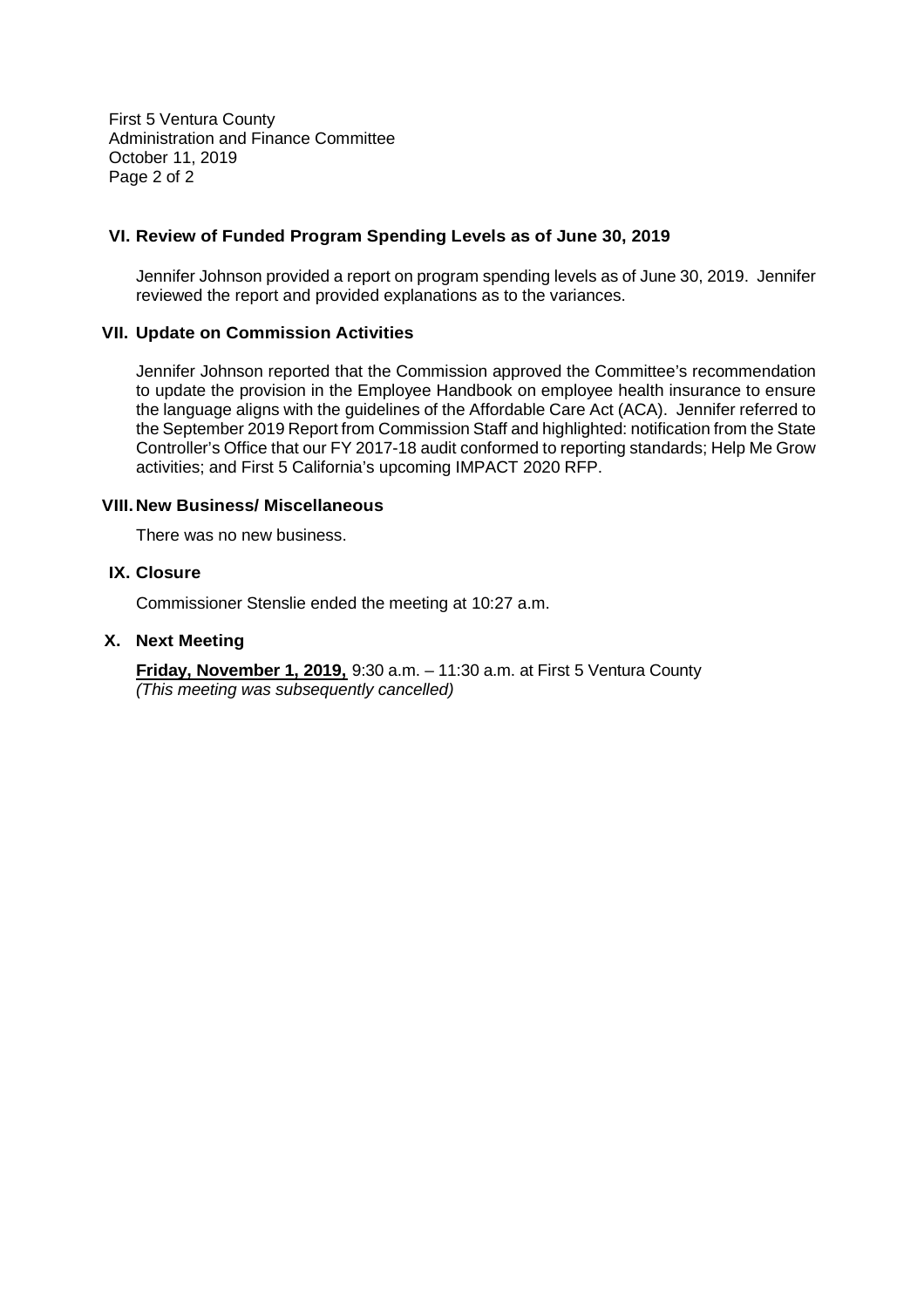## VI. Review of Funded Program Spending Levels as of June 30, 2019

Jennifer Johnson provided a report on program spending levels as of June 30, 2019. Jennifer reviewed the report and provided explanations as to the variances.

## VII. Update on Commission Activities

Jennifer Johnson reported that the Commission approved the Committee's recommendation to update the provision in the Employee Handbook on employee health insurance to ensure the language aligns with the guidelines of the Affordable Care Act (ACA). Jennifer referred to the September 2019 Report from Commission Staff and highlighted: notification from the State Controller's Office that our FY 2017-18 audit conformed to reporting standards; Help Me Grow activities; and First 5 California's upcoming IMPACT 2020 RFP.

## VIII. New Business/ Miscellaneous

There was no new business.

## IX. Closure

Commissioner Stenslie ended the meeting at 10:27 a.m.

## X. Next Meeting

**Friday, November 1, 2019,** 9:30 a.m. – 11:30 a.m. at First 5 Ventura County
*(This meeting was subsequently cancelled)*